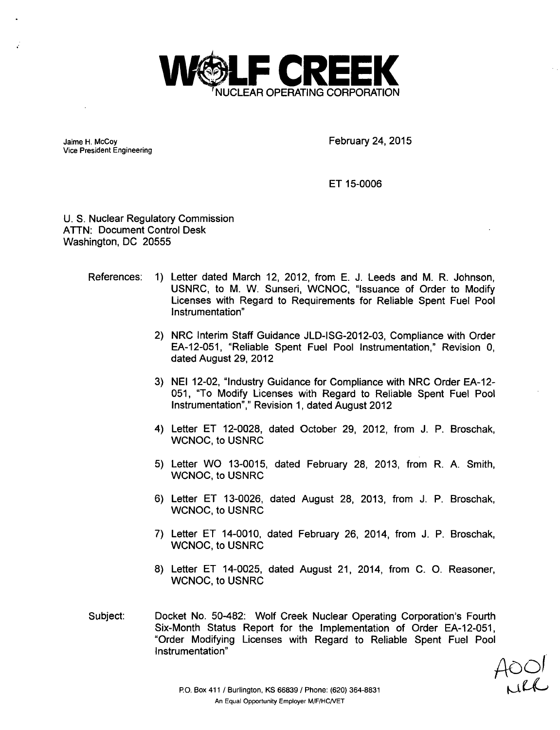# WOLF CREEK
NUCLEAR OPERATING CORPORATION

Jaime H. McCoy
Vice President Engineering

February 24, 2015

ET 15-0006

U. S. Nuclear Regulatory Commission
ATTN: Document Control Desk
Washington, DC 20555

References:

1) Letter dated March 12, 2012, from E. J. Leeds and M. R. Johnson, USNRC, to M. W. Sunseri, WCNOC, "Issuance of Order to Modify Licenses with Regard to Requirements for Reliable Spent Fuel Pool Instrumentation"
2) NRC Interim Staff Guidance JLD-ISG-2012-03, Compliance with Order EA-12-051, "Reliable Spent Fuel Pool Instrumentation," Revision 0, dated August 29, 2012
3) NEI 12-02, "Industry Guidance for Compliance with NRC Order EA-12-051, "To Modify Licenses with Regard to Reliable Spent Fuel Pool Instrumentation"," Revision 1, dated August 2012
4) Letter ET 12-0028, dated October 29, 2012, from J. P. Broschak, WCNOC, to USNRC
5) Letter WO 13-0015, dated February 28, 2013, from R. A. Smith, WCNOC, to USNRC
6) Letter ET 13-0026, dated August 28, 2013, from J. P. Broschak, WCNOC, to USNRC
7) Letter ET 14-0010, dated February 26, 2014, from J. P. Broschak, WCNOC, to USNRC
8) Letter ET 14-0025, dated August 21, 2014, from C. O. Reasoner, WCNOC, to USNRC

Subject: Docket No. 50-482: Wolf Creek Nuclear Operating Corporation's Fourth Six-Month Status Report for the Implementation of Order EA-12-051, "Order Modifying Licenses with Regard to Reliable Spent Fuel Pool Instrumentation"

A001
NRR

P.O. Box 411 / Burlington, KS 66839 / Phone: (620) 364-8831
An Equal Opportunity Employer M/F/HC/VET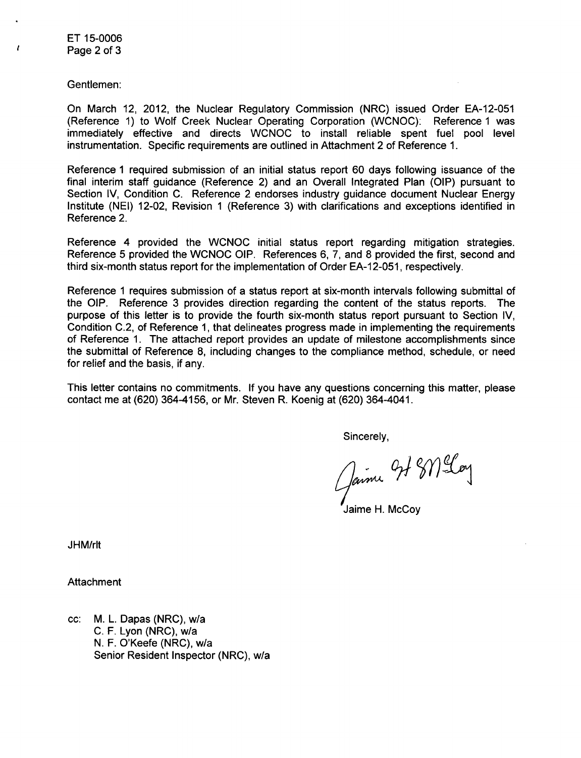Gentlemen:

On March 12, 2012, the Nuclear Regulatory Commission (NRC) issued Order EA-12-051 (Reference 1) to Wolf Creek Nuclear Operating Corporation (WCNOC). Reference 1 was immediately effective and directs WCNOC to install reliable spent fuel pool level instrumentation. Specific requirements are outlined in Attachment 2 of Reference 1.

Reference 1 required submission of an initial status report 60 days following issuance of the final interim staff guidance (Reference 2) and an Overall Integrated Plan (OIP) pursuant to Section IV, Condition C. Reference 2 endorses industry guidance document Nuclear Energy Institute (NEI) 12-02, Revision 1 (Reference 3) with clarifications and exceptions identified in Reference 2.

Reference 4 provided the WCNOC initial status report regarding mitigation strategies. Reference 5 provided the WCNOC OIP. References 6, 7, and 8 provided the first, second and third six-month status report for the implementation of Order EA-12-051, respectively.

Reference 1 requires submission of a status report at six-month intervals following submittal of the OIP. Reference 3 provides direction regarding the content of the status reports. The purpose of this letter is to provide the fourth six-month status report pursuant to Section IV, Condition C.2, of Reference 1, that delineates progress made in implementing the requirements of Reference 1. The attached report provides an update of milestone accomplishments since the submittal of Reference 8, including changes to the compliance method, schedule, or need for relief and the basis, if any.

This letter contains no commitments. If you have any questions concerning this matter, please contact me at (620) 364-4156, or Mr. Steven R. Koenig at (620) 364-4041.

Sincerely,

Jaime H. McCoy

JHM/rlt

Attachment

cc: M. L. Dapas (NRC), w/a
C. F. Lyon (NRC), w/a
N. F. O'Keefe (NRC), w/a
Senior Resident Inspector (NRC), w/a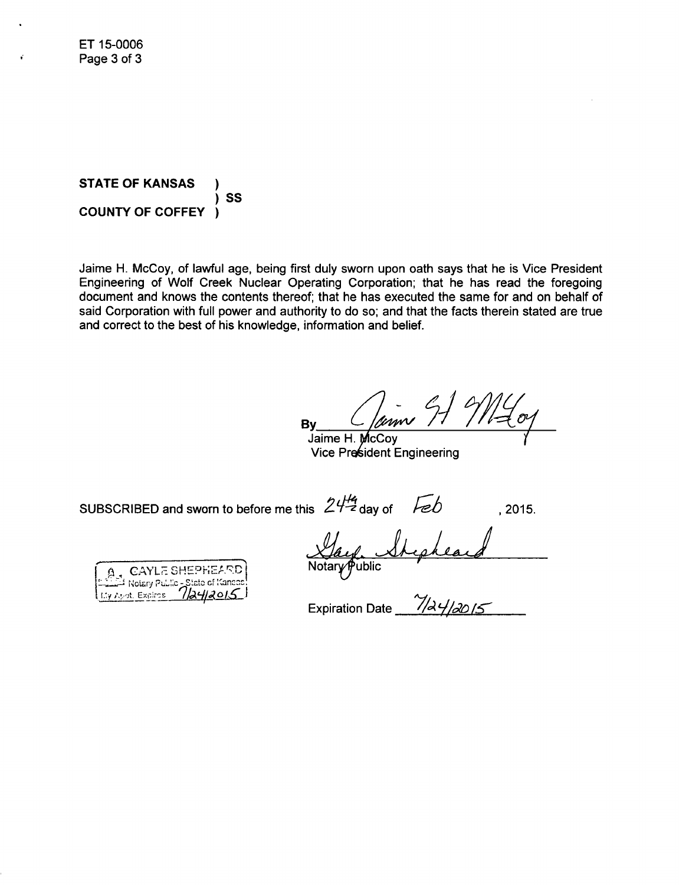**STATE OF KANSAS )**
**) SS**
**COUNTY OF COFFEY )**

Jaime H. McCoy, of lawful age, being first duly sworn upon oath says that he is Vice President Engineering of Wolf Creek Nuclear Operating Corporation; that he has read the foregoing document and knows the contents thereof; that he has executed the same for and on behalf of said Corporation with full power and authority to do so; and that the facts therein stated are true and correct to the best of his knowledge, information and belief.

By Jaime H McCoy
Jaime H. McCoy
Vice President Engineering

SUBSCRIBED and sworn to before me this 24th day of Feb, 2015.

Gayle Shepheard
Notary Public

Expiration Date 7/24/2015

GAYLE SHEPHEARD
Notary Public - State of Kansas
My Appt. Expires 7/24/2015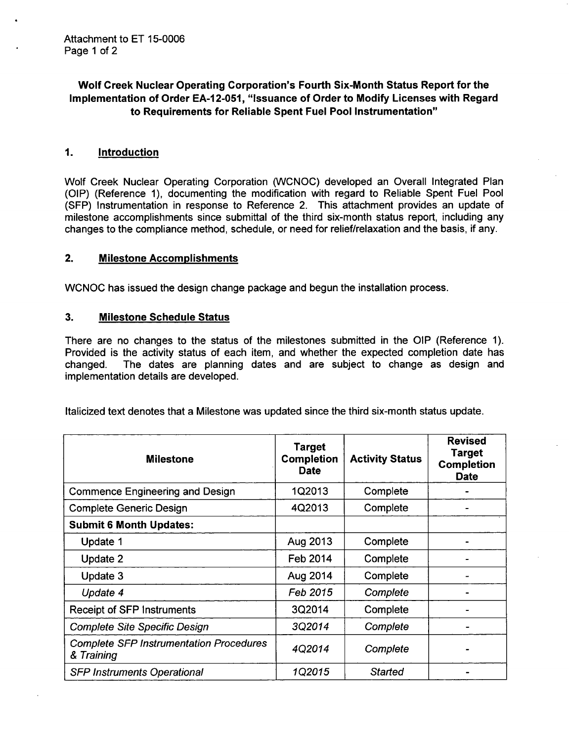Attachment to ET 15-0006

**Wolf Creek Nuclear Operating Corporation's Fourth Six-Month Status Report for the Implementation of Order EA-12-051, "Issuance of Order to Modify Licenses with Regard to Requirements for Reliable Spent Fuel Pool Instrumentation"**

## 1. Introduction

Wolf Creek Nuclear Operating Corporation (WCNOC) developed an Overall Integrated Plan (OIP) (Reference 1), documenting the modification with regard to Reliable Spent Fuel Pool (SFP) Instrumentation in response to Reference 2. This attachment provides an update of milestone accomplishments since submittal of the third six-month status report, including any changes to the compliance method, schedule, or need for relief/relaxation and the basis, if any.

## 2. Milestone Accomplishments

WCNOC has issued the design change package and begun the installation process.

## 3. Milestone Schedule Status

There are no changes to the status of the milestones submitted in the OIP (Reference 1). Provided is the activity status of each item, and whether the expected completion date has changed. The dates are planning dates and are subject to change as design and implementation details are developed.

Italicized text denotes that a Milestone was updated since the third six-month status update.

| Milestone | Target Completion Date | Activity Status | Revised Target Completion Date |
|---|---|---|---|
| Commence Engineering and Design | 1Q2013 | Complete | - |
| Complete Generic Design | 4Q2013 | Complete | - |
| **Submit 6 Month Updates:** | | | |
| Update 1 | Aug 2013 | Complete | - |
| Update 2 | Feb 2014 | Complete | - |
| Update 3 | Aug 2014 | Complete | - |
| *Update 4* | *Feb 2015* | *Complete* | - |
| Receipt of SFP Instruments | 3Q2014 | Complete | - |
| *Complete Site Specific Design* | *3Q2014* | *Complete* | - |
| *Complete SFP Instrumentation Procedures & Training* | *4Q2014* | *Complete* | - |
| *SFP Instruments Operational* | *1Q2015* | *Started* | - |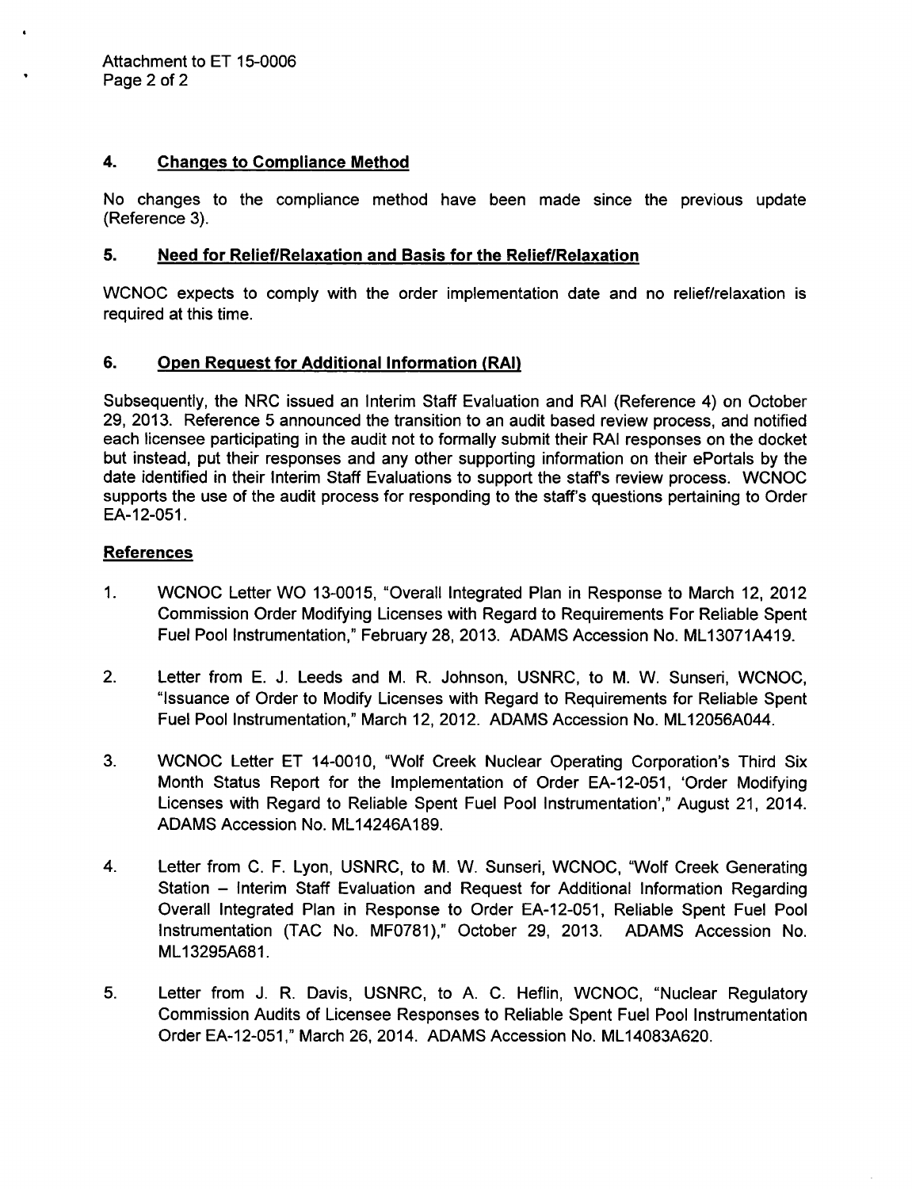## 4. Changes to Compliance Method

No changes to the compliance method have been made since the previous update (Reference 3).

## 5. Need for Relief/Relaxation and Basis for the Relief/Relaxation

WCNOC expects to comply with the order implementation date and no relief/relaxation is required at this time.

## 6. Open Request for Additional Information (RAI)

Subsequently, the NRC issued an Interim Staff Evaluation and RAI (Reference 4) on October 29, 2013. Reference 5 announced the transition to an audit based review process, and notified each licensee participating in the audit not to formally submit their RAI responses on the docket but instead, put their responses and any other supporting information on their ePortals by the date identified in their Interim Staff Evaluations to support the staff's review process. WCNOC supports the use of the audit process for responding to the staff's questions pertaining to Order EA-12-051.

## References

1. WCNOC Letter WO 13-0015, "Overall Integrated Plan in Response to March 12, 2012 Commission Order Modifying Licenses with Regard to Requirements For Reliable Spent Fuel Pool Instrumentation," February 28, 2013. ADAMS Accession No. ML13071A419.

2. Letter from E. J. Leeds and M. R. Johnson, USNRC, to M. W. Sunseri, WCNOC, "Issuance of Order to Modify Licenses with Regard to Requirements for Reliable Spent Fuel Pool Instrumentation," March 12, 2012. ADAMS Accession No. ML12056A044.

3. WCNOC Letter ET 14-0010, "Wolf Creek Nuclear Operating Corporation's Third Six Month Status Report for the Implementation of Order EA-12-051, 'Order Modifying Licenses with Regard to Reliable Spent Fuel Pool Instrumentation'," August 21, 2014. ADAMS Accession No. ML14246A189.

4. Letter from C. F. Lyon, USNRC, to M. W. Sunseri, WCNOC, "Wolf Creek Generating Station – Interim Staff Evaluation and Request for Additional Information Regarding Overall Integrated Plan in Response to Order EA-12-051, Reliable Spent Fuel Pool Instrumentation (TAC No. MF0781)," October 29, 2013. ADAMS Accession No. ML13295A681.

5. Letter from J. R. Davis, USNRC, to A. C. Heflin, WCNOC, "Nuclear Regulatory Commission Audits of Licensee Responses to Reliable Spent Fuel Pool Instrumentation Order EA-12-051," March 26, 2014. ADAMS Accession No. ML14083A620.